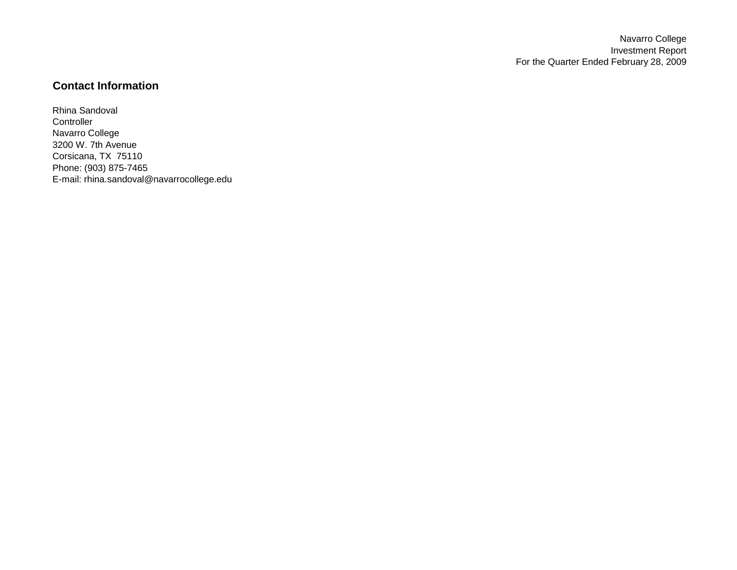Navarro College
Investment Report
For the Quarter Ended February 28, 2009

## Contact Information

Rhina Sandoval
Controller
Navarro College
3200 W. 7th Avenue
Corsicana, TX  75110
Phone: (903) 875-7465
E-mail: rhina.sandoval@navarrocollege.edu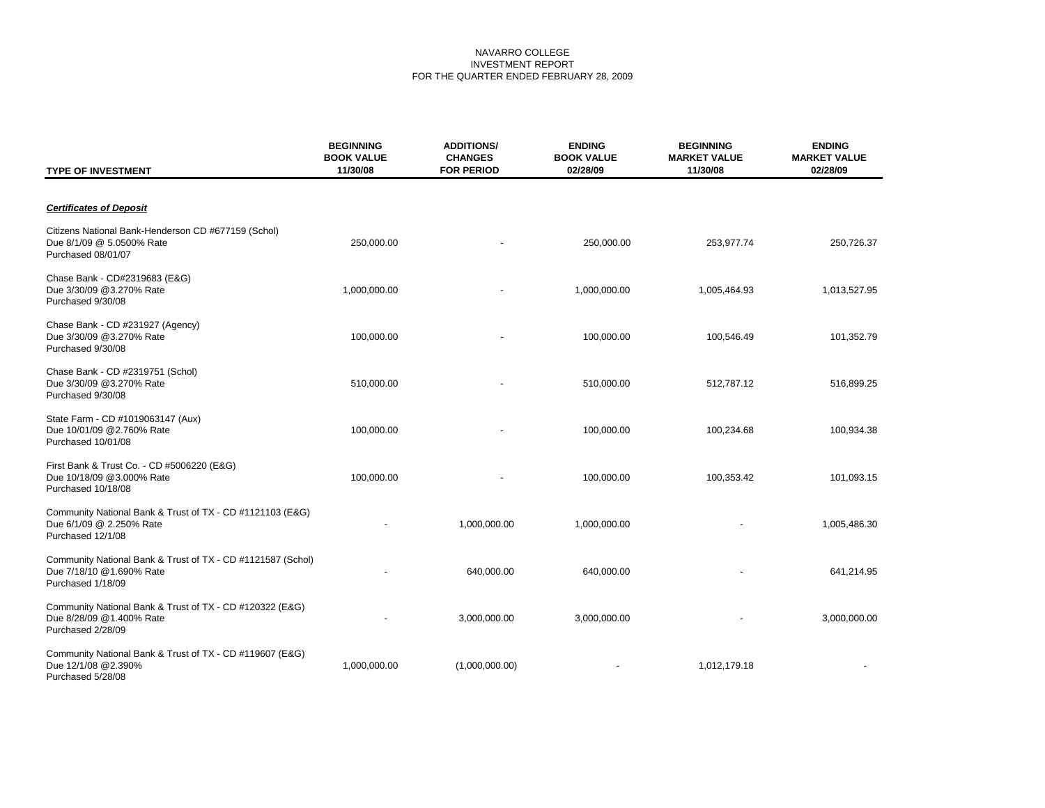NAVARRO COLLEGE
INVESTMENT REPORT
FOR THE QUARTER ENDED FEBRUARY 28, 2009

| TYPE OF INVESTMENT | BEGINNING BOOK VALUE 11/30/08 | ADDITIONS/ CHANGES FOR PERIOD | ENDING BOOK VALUE 02/28/09 | BEGINNING MARKET VALUE 11/30/08 | ENDING MARKET VALUE 02/28/09 |
|---|---|---|---|---|---|
| ***Certificates of Deposit*** | | | | | |
| Citizens National Bank-Henderson CD #677159 (Schol) Due 8/1/09 @ 5.0500% Rate Purchased 08/01/07 | 250,000.00 | - | 250,000.00 | 253,977.74 | 250,726.37 |
| Chase Bank - CD#2319683 (E&G) Due 3/30/09 @3.270% Rate Purchased 9/30/08 | 1,000,000.00 | - | 1,000,000.00 | 1,005,464.93 | 1,013,527.95 |
| Chase Bank - CD #231927 (Agency) Due 3/30/09 @3.270% Rate Purchased 9/30/08 | 100,000.00 | - | 100,000.00 | 100,546.49 | 101,352.79 |
| Chase Bank - CD #2319751 (Schol) Due 3/30/09 @3.270% Rate Purchased 9/30/08 | 510,000.00 | - | 510,000.00 | 512,787.12 | 516,899.25 |
| State Farm - CD #1019063147 (Aux) Due 10/01/09 @2.760% Rate Purchased 10/01/08 | 100,000.00 | - | 100,000.00 | 100,234.68 | 100,934.38 |
| First Bank & Trust Co. - CD #5006220 (E&G) Due 10/18/09 @3.000% Rate Purchased 10/18/08 | 100,000.00 | - | 100,000.00 | 100,353.42 | 101,093.15 |
| Community National Bank & Trust of TX - CD #1121103 (E&G) Due 6/1/09 @ 2.250% Rate Purchased 12/1/08 | - | 1,000,000.00 | 1,000,000.00 | - | 1,005,486.30 |
| Community National Bank & Trust of TX - CD #1121587 (Schol) Due 7/18/10 @1.690% Rate Purchased 1/18/09 | - | 640,000.00 | 640,000.00 | - | 641,214.95 |
| Community National Bank & Trust of TX - CD #120322 (E&G) Due 8/28/09 @1.400% Rate Purchased 2/28/09 | - | 3,000,000.00 | 3,000,000.00 | - | 3,000,000.00 |
| Community National Bank & Trust of TX - CD #119607 (E&G) Due 12/1/08 @2.390% Purchased 5/28/08 | 1,000,000.00 | (1,000,000.00) | - | 1,012,179.18 | - |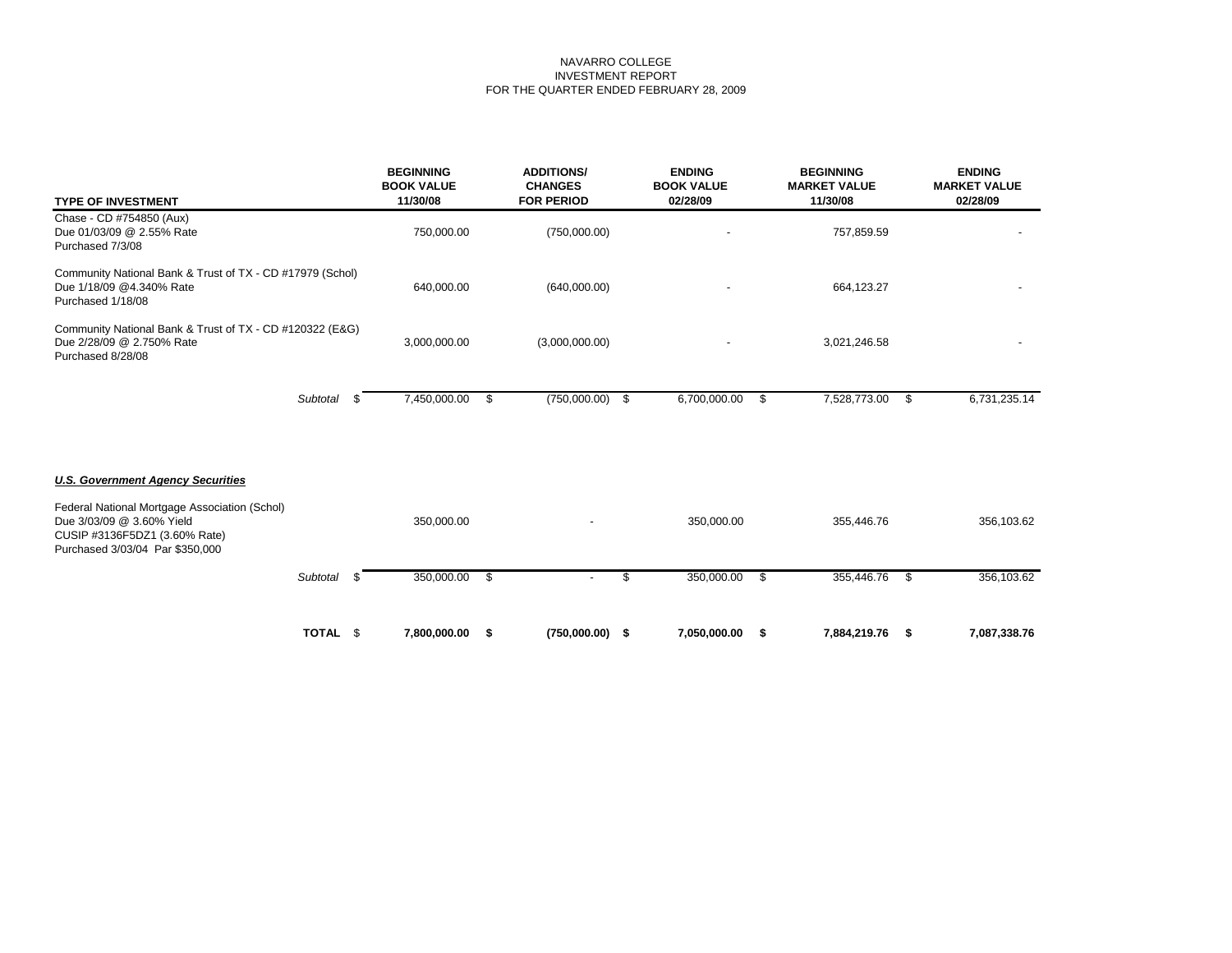NAVARRO COLLEGE
INVESTMENT REPORT
FOR THE QUARTER ENDED FEBRUARY 28, 2009

| TYPE OF INVESTMENT | BEGINNING BOOK VALUE 11/30/08 | ADDITIONS/ CHANGES FOR PERIOD | ENDING BOOK VALUE 02/28/09 | BEGINNING MARKET VALUE 11/30/08 | ENDING MARKET VALUE 02/28/09 |
|---|---|---|---|---|---|
| Chase - CD #754850 (Aux) Due 01/03/09 @ 2.55% Rate Purchased 7/3/08 | 750,000.00 | (750,000.00) | - | 757,859.59 | - |
| Community National Bank & Trust of TX - CD #17979 (Schol) Due 1/18/09 @4.340% Rate Purchased 1/18/08 | 640,000.00 | (640,000.00) | - | 664,123.27 | - |
| Community National Bank & Trust of TX - CD #120322 (E&G) Due 2/28/09 @ 2.750% Rate Purchased 8/28/08 | 3,000,000.00 | (3,000,000.00) | - | 3,021,246.58 | - |
| *Subtotal* | $ 7,450,000.00 | $ (750,000.00) | $ 6,700,000.00 | $ 7,528,773.00 | $ 6,731,235.14 |
| ***U.S. Government Agency Securities*** | | | | | |
| Federal National Mortgage Association (Schol) Due 3/03/09 @ 3.60% Yield CUSIP #3136F5DZ1 (3.60% Rate) Purchased 3/03/04 Par $350,000 | 350,000.00 | - | 350,000.00 | 355,446.76 | 356,103.62 |
| *Subtotal* | $ 350,000.00 | $ - | $ 350,000.00 | $ 355,446.76 | $ 356,103.62 |
| **TOTAL** | **$ 7,800,000.00** | **$ (750,000.00)** | **$ 7,050,000.00** | **$ 7,884,219.76** | **$ 7,087,338.76** |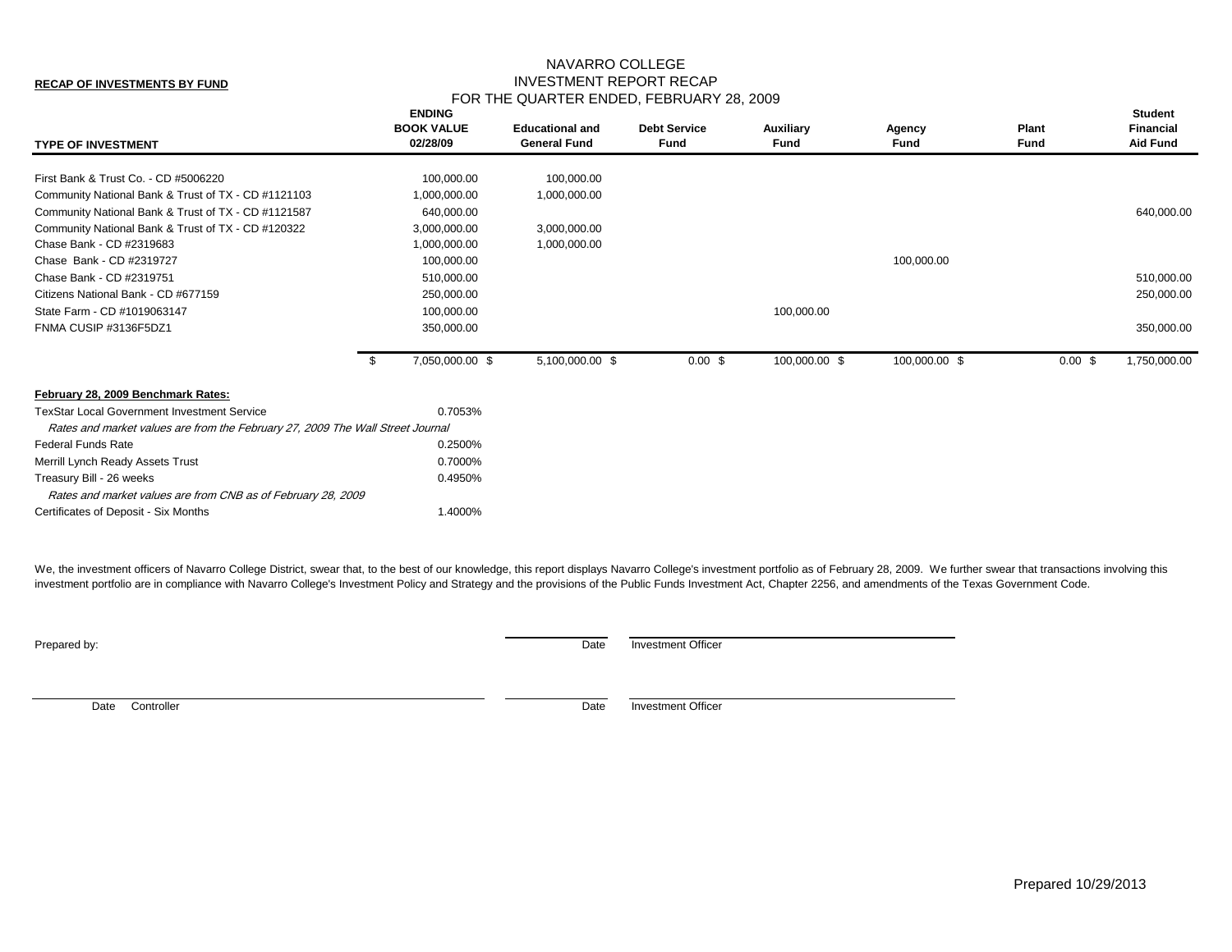**RECAP OF INVESTMENTS BY FUND**

# NAVARRO COLLEGE
## INVESTMENT REPORT RECAP
### FOR THE QUARTER ENDED, FEBRUARY 28, 2009

| TYPE OF INVESTMENT | ENDING BOOK VALUE 02/28/09 | Educational and General Fund | Debt Service Fund | Auxiliary Fund | Agency Fund | Plant Fund | Student Financial Aid Fund |
|---|---|---|---|---|---|---|---|
| First Bank & Trust Co. - CD #5006220 | 100,000.00 | 100,000.00 | | | | | |
| Community National Bank & Trust of TX - CD #1121103 | 1,000,000.00 | 1,000,000.00 | | | | | |
| Community National Bank & Trust of TX - CD #1121587 | 640,000.00 | | | | | | 640,000.00 |
| Community National Bank & Trust of TX - CD #120322 | 3,000,000.00 | 3,000,000.00 | | | | | |
| Chase Bank - CD #2319683 | 1,000,000.00 | 1,000,000.00 | | | | | |
| Chase Bank - CD #2319727 | 100,000.00 | | | | 100,000.00 | | |
| Chase Bank - CD #2319751 | 510,000.00 | | | | | | 510,000.00 |
| Citizens National Bank - CD #677159 | 250,000.00 | | | | | | 250,000.00 |
| State Farm - CD #1019063147 | 100,000.00 | | | 100,000.00 | | | |
| FNMA CUSIP #3136F5DZ1 | 350,000.00 | | | | | | 350,000.00 |
| | $ 7,050,000.00 | $ 5,100,000.00 | $ 0.00 | $ 100,000.00 | $ 100,000.00 | $ 0.00 | $ 1,750,000.00 |

**February 28, 2009 Benchmark Rates:**

| | |
|---|---|
| TexStar Local Government Investment Service | 0.7053% |
| *Rates and market values are from the February 27, 2009 The Wall Street Journal* | |
| Federal Funds Rate | 0.2500% |
| Merrill Lynch Ready Assets Trust | 0.7000% |
| Treasury Bill - 26 weeks | 0.4950% |
| *Rates and market values are from CNB as of February 28, 2009* | |
| Certificates of Deposit - Six Months | 1.4000% |

We, the investment officers of Navarro College District, swear that, to the best of our knowledge, this report displays Navarro College's investment portfolio as of February 28, 2009. We further swear that transactions involving this investment portfolio are in compliance with Navarro College's Investment Policy and Strategy and the provisions of the Public Funds Investment Act, Chapter 2256, and amendments of the Texas Government Code.

Prepared by: ______________________ Date ______________________ Investment Officer

______________________ Date Controller ______________________ Date ______________________ Investment Officer

Prepared 10/29/2013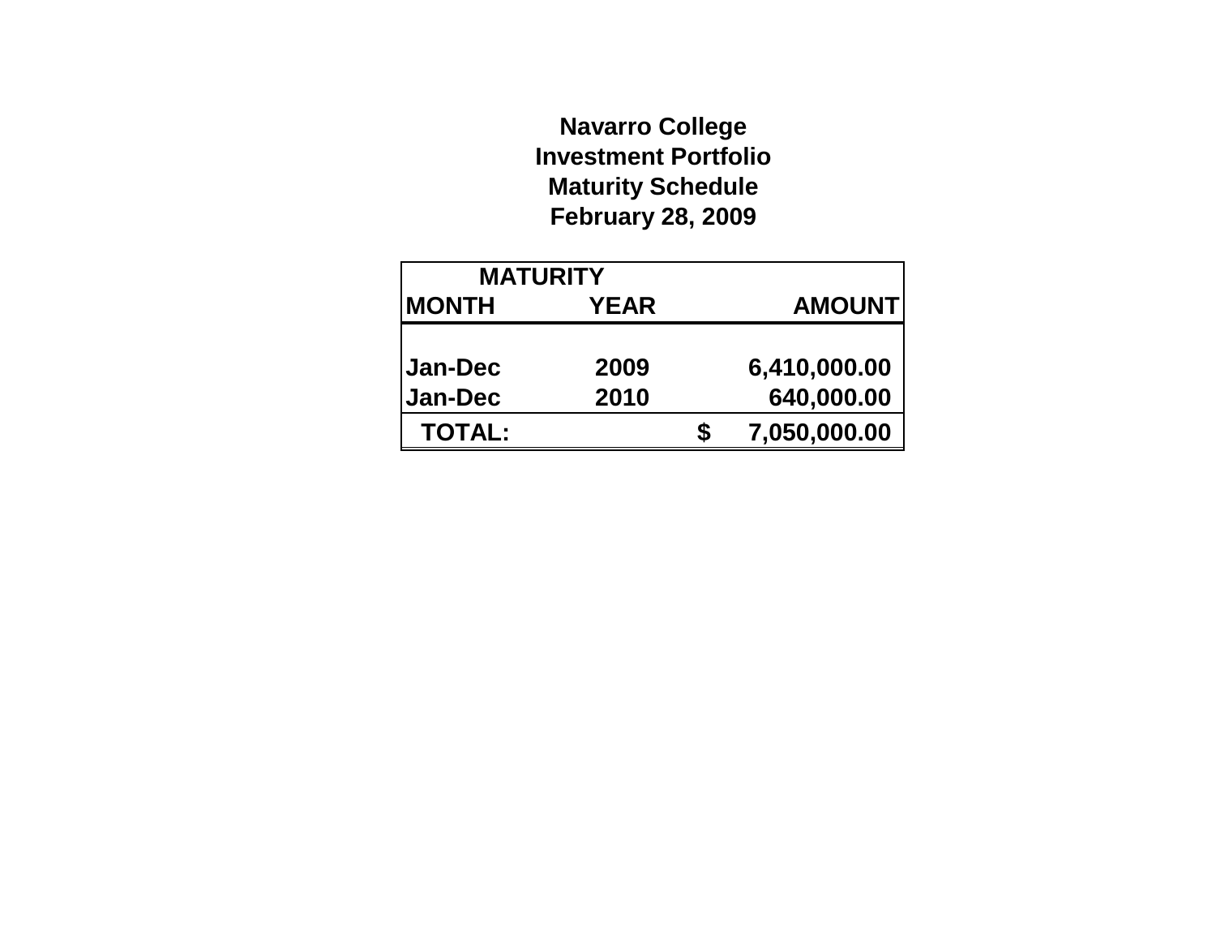**Navarro College**
**Investment Portfolio**
**Maturity Schedule**
**February 28, 2009**

| MATURITY | | | |
|---|---|---|---|
| MONTH | YEAR | | AMOUNT |
| Jan-Dec | 2009 | | 6,410,000.00 |
| Jan-Dec | 2010 | | 640,000.00 |
| TOTAL: | | $ | 7,050,000.00 |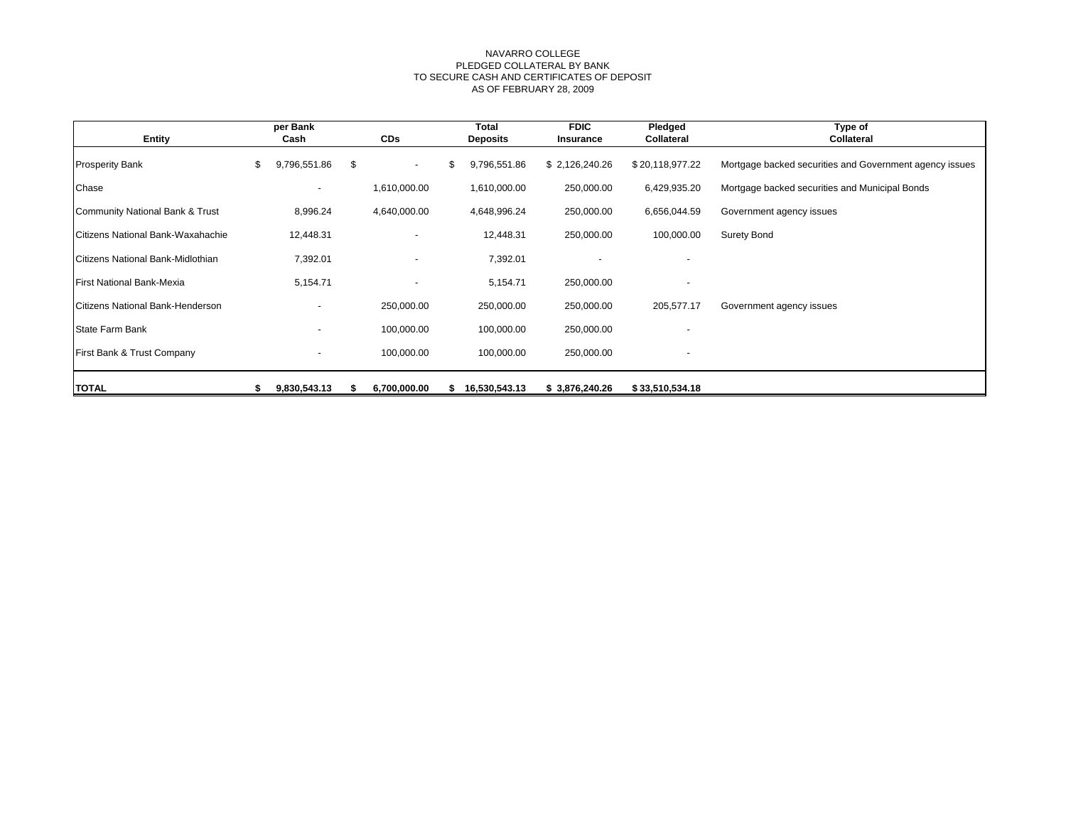NAVARRO COLLEGE
PLEDGED COLLATERAL BY BANK
TO SECURE CASH AND CERTIFICATES OF DEPOSIT
AS OF FEBRUARY 28, 2009

| Entity | per Bank Cash | CDs | Total Deposits | FDIC Insurance | Pledged Collateral | Type of Collateral |
|---|---|---|---|---|---|---|
| Prosperity Bank | $ 9,796,551.86 | $ - | $ 9,796,551.86 | $ 2,126,240.26 | $ 20,118,977.22 | Mortgage backed securities and Government agency issues |
| Chase | - | 1,610,000.00 | 1,610,000.00 | 250,000.00 | 6,429,935.20 | Mortgage backed securities and Municipal Bonds |
| Community National Bank & Trust | 8,996.24 | 4,640,000.00 | 4,648,996.24 | 250,000.00 | 6,656,044.59 | Government agency issues |
| Citizens National Bank-Waxahachie | 12,448.31 | - | 12,448.31 | 250,000.00 | 100,000.00 | Surety Bond |
| Citizens National Bank-Midlothian | 7,392.01 | - | 7,392.01 | - | - | |
| First National Bank-Mexia | 5,154.71 | - | 5,154.71 | 250,000.00 | - | |
| Citizens National Bank-Henderson | - | 250,000.00 | 250,000.00 | 250,000.00 | 205,577.17 | Government agency issues |
| State Farm Bank | - | 100,000.00 | 100,000.00 | 250,000.00 | - | |
| First Bank & Trust Company | - | 100,000.00 | 100,000.00 | 250,000.00 | - | |
| **TOTAL** | **$ 9,830,543.13** | **$ 6,700,000.00** | **$ 16,530,543.13** | **$ 3,876,240.26** | **$ 33,510,534.18** | |